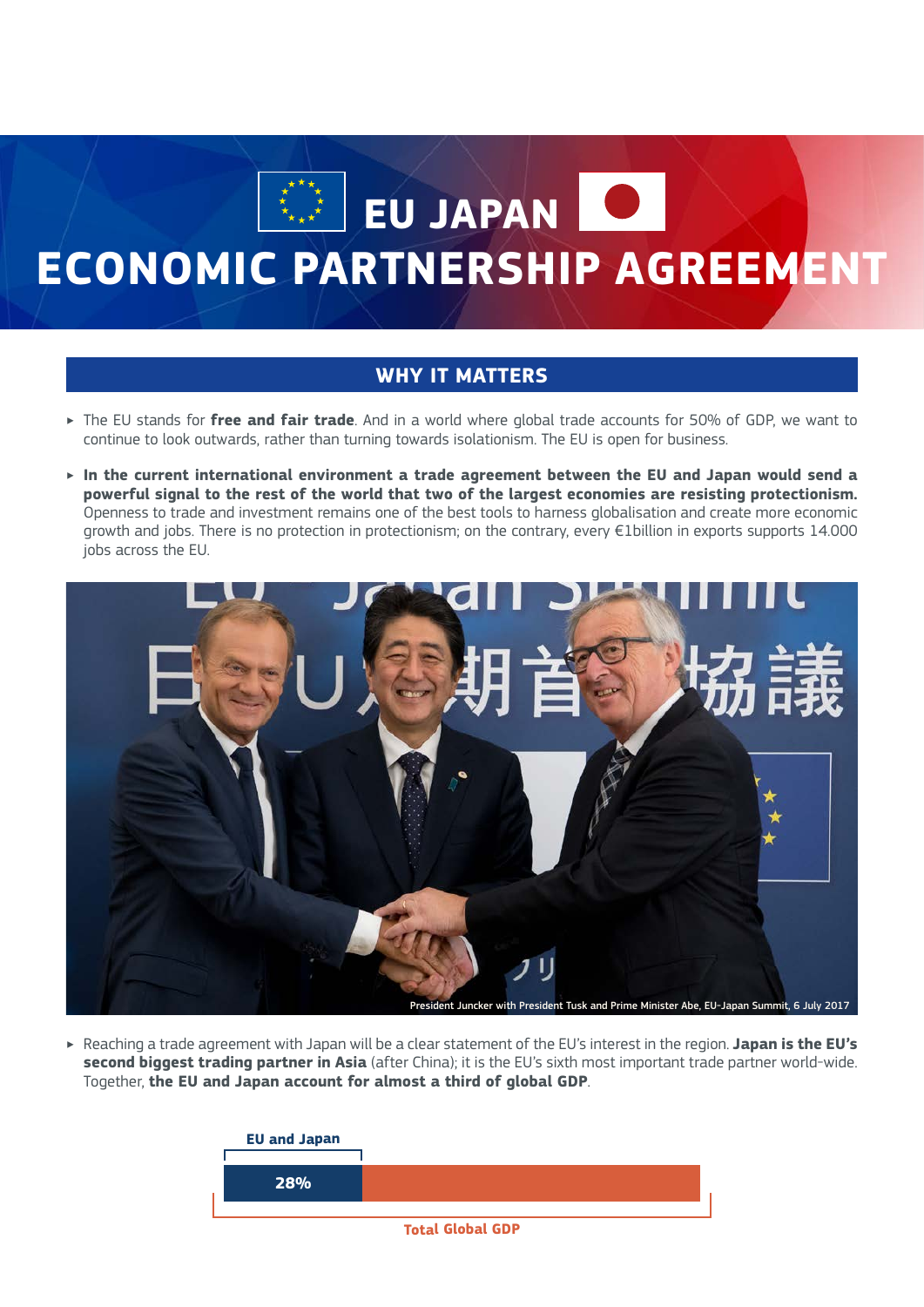# EU JAPAN ECONOMIC PARTNERSHIP AGREEMENT

## WHY IT MATTERS

- The EU stands for **free and fair trade**. And in a world where global trade accounts for 50% of GDP, we want to continue to look outwards, rather than turning towards isolationism. The EU is open for business.
- **In the current international environment a trade agreement between the EU and Japan would send a powerful signal to the rest of the world that two of the largest economies are resisting protectionism.** Openness to trade and investment remains one of the best tools to harness globalisation and create more economic growth and jobs. There is no protection in protectionism; on the contrary, every €1billion in exports supports 14.000 jobs across the EU.

President Juncker with President Tusk and Prime Minister Abe, EU-Japan Summit, 6 July 2017

- Reaching a trade agreement with Japan will be a clear statement of the EU's interest in the region. **Japan is the EU's second biggest trading partner in Asia** (after China); it is the EU's sixth most important trade partner world-wide. Together, **the EU and Japan account for almost a third of global GDP**.

EU and Japan

28%

Total Global GDP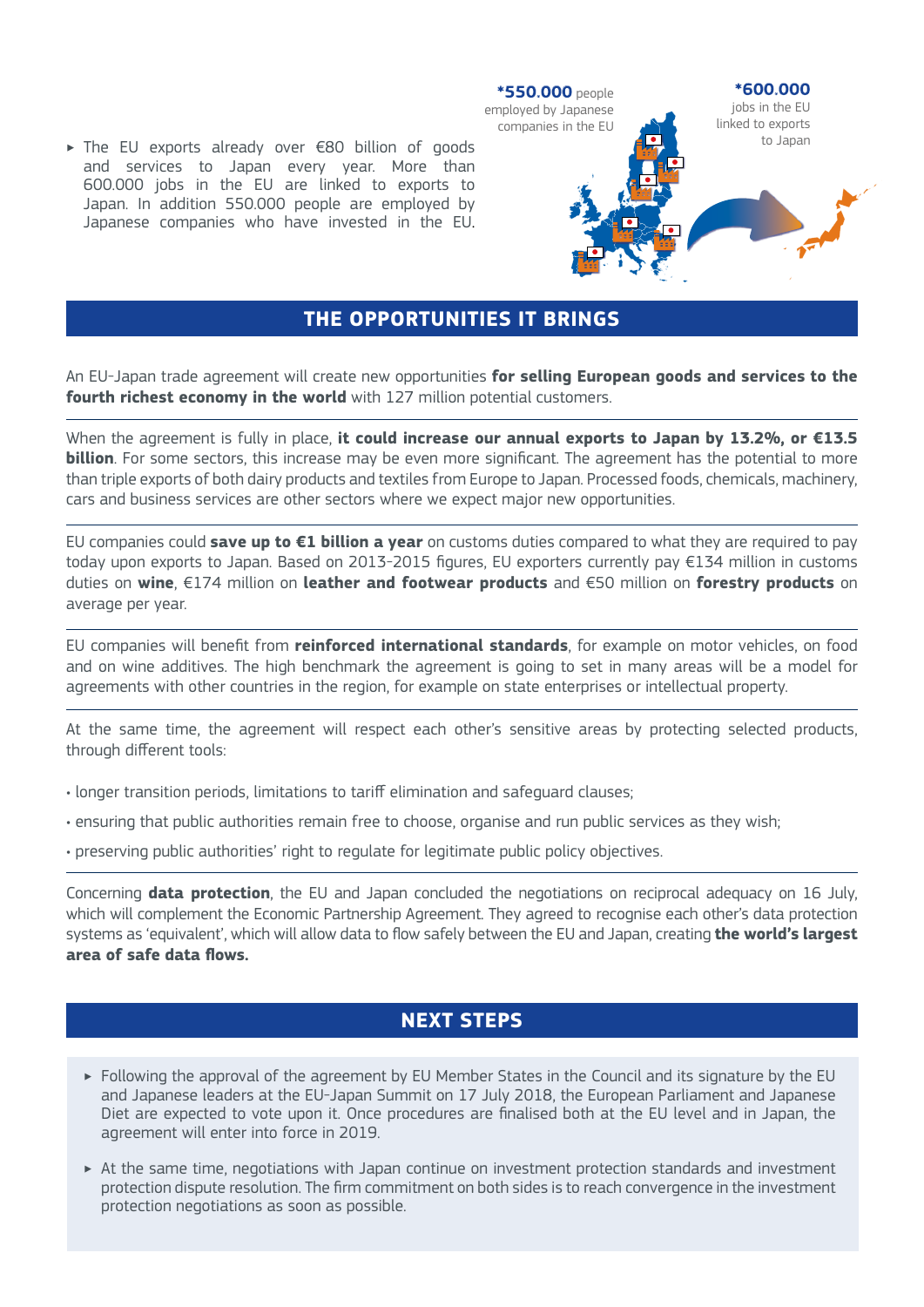- The EU exports already over €80 billion of goods and services to Japan every year. More than 600.000 jobs in the EU are linked to exports to Japan. In addition 550.000 people are employed by Japanese companies who have invested in the EU.

**\*550.000** people employed by Japanese companies in the EU

**\*600.000** jobs in the EU linked to exports to Japan

## THE OPPORTUNITIES IT BRINGS

An EU-Japan trade agreement will create new opportunities **for selling European goods and services to the fourth richest economy in the world** with 127 million potential customers.

When the agreement is fully in place, **it could increase our annual exports to Japan by 13.2%, or €13.5 billion**. For some sectors, this increase may be even more significant. The agreement has the potential to more than triple exports of both dairy products and textiles from Europe to Japan. Processed foods, chemicals, machinery, cars and business services are other sectors where we expect major new opportunities.

EU companies could **save up to €1 billion a year** on customs duties compared to what they are required to pay today upon exports to Japan. Based on 2013-2015 figures, EU exporters currently pay €134 million in customs duties on **wine**, €174 million on **leather and footwear products** and €50 million on **forestry products** on average per year.

EU companies will benefit from **reinforced international standards**, for example on motor vehicles, on food and on wine additives. The high benchmark the agreement is going to set in many areas will be a model for agreements with other countries in the region, for example on state enterprises or intellectual property.

At the same time, the agreement will respect each other's sensitive areas by protecting selected products, through different tools:

- longer transition periods, limitations to tariff elimination and safeguard clauses;
- ensuring that public authorities remain free to choose, organise and run public services as they wish;
- preserving public authorities' right to regulate for legitimate public policy objectives.

Concerning **data protection**, the EU and Japan concluded the negotiations on reciprocal adequacy on 16 July, which will complement the Economic Partnership Agreement. They agreed to recognise each other's data protection systems as 'equivalent', which will allow data to flow safely between the EU and Japan, creating **the world's largest area of safe data flows.**

## NEXT STEPS

- Following the approval of the agreement by EU Member States in the Council and its signature by the EU and Japanese leaders at the EU-Japan Summit on 17 July 2018, the European Parliament and Japanese Diet are expected to vote upon it. Once procedures are finalised both at the EU level and in Japan, the agreement will enter into force in 2019.
- At the same time, negotiations with Japan continue on investment protection standards and investment protection dispute resolution. The firm commitment on both sides is to reach convergence in the investment protection negotiations as soon as possible.